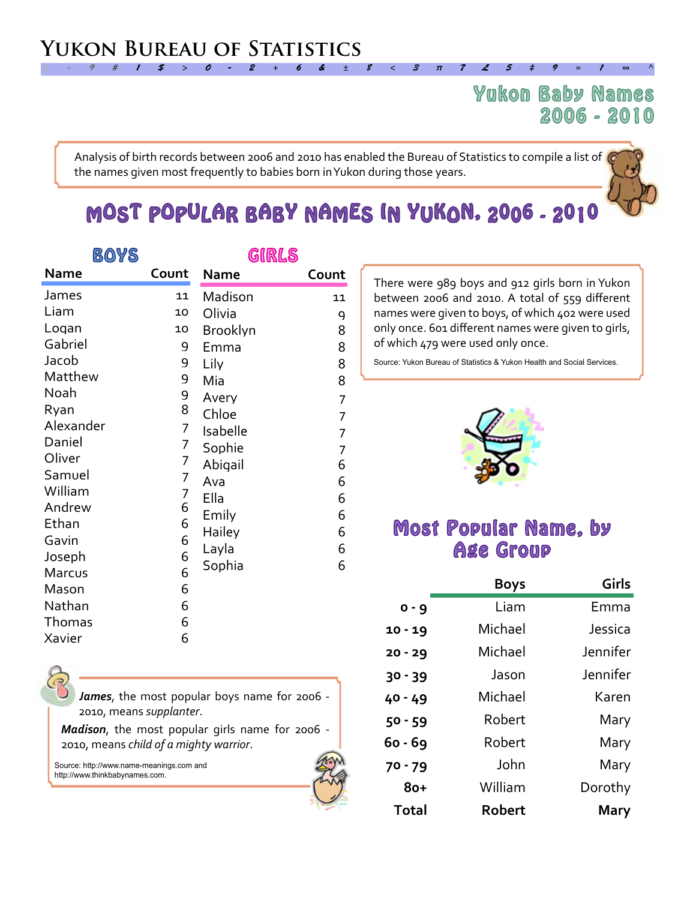# Yukon Bureau of Statistics

## Yukon Baby Names 2006 - 2010

Analysis of birth records between 2006 and 2010 has enabled the Bureau of Statistics to compile a list of the names given most frequently to babies born in Yukon during those years.

## MOST POPULAR BABY NAMES IN YUKON, 2006 - 2010

### BOYS

| Name | Count |
|---|---|
| James | 11 |
| Liam | 10 |
| Logan | 10 |
| Gabriel | 9 |
| Jacob | 9 |
| Matthew | 9 |
| Noah | 9 |
| Ryan | 8 |
| Alexander | 7 |
| Daniel | 7 |
| Oliver | 7 |
| Samuel | 7 |
| William | 7 |
| Andrew | 6 |
| Ethan | 6 |
| Gavin | 6 |
| Joseph | 6 |
| Marcus | 6 |
| Mason | 6 |
| Nathan | 6 |
| Thomas | 6 |
| Xavier | 6 |

### GIRLS

| Name | Count |
|---|---|
| Madison | 11 |
| Olivia | 9 |
| Brooklyn | 8 |
| Emma | 8 |
| Lily | 8 |
| Mia | 8 |
| Avery | 7 |
| Chloe | 7 |
| Isabelle | 7 |
| Sophie | 7 |
| Abigail | 6 |
| Ava | 6 |
| Ella | 6 |
| Emily | 6 |
| Hailey | 6 |
| Layla | 6 |
| Sophia | 6 |

There were 989 boys and 912 girls born in Yukon between 2006 and 2010. A total of 559 different names were given to boys, of which 402 were used only once. 601 different names were given to girls, of which 479 were used only once.

Source: Yukon Bureau of Statistics & Yukon Health and Social Services.

***James***, the most popular boys name for 2006 - 2010, means *supplanter*.

***Madison***, the most popular girls name for 2006 - 2010, means *child of a mighty warrior*.

Source: http://www.name-meanings.com and http://www.thinkbabynames.com.

## Most Popular Name, by Age Group

| | Boys | Girls |
|---|---|---|
| 0 - 9 | Liam | Emma |
| 10 - 19 | Michael | Jessica |
| 20 - 29 | Michael | Jennifer |
| 30 - 39 | Jason | Jennifer |
| 40 - 49 | Michael | Karen |
| 50 - 59 | Robert | Mary |
| 60 - 69 | Robert | Mary |
| 70 - 79 | John | Mary |
| 80+ | William | Dorothy |
| **Total** | **Robert** | **Mary** |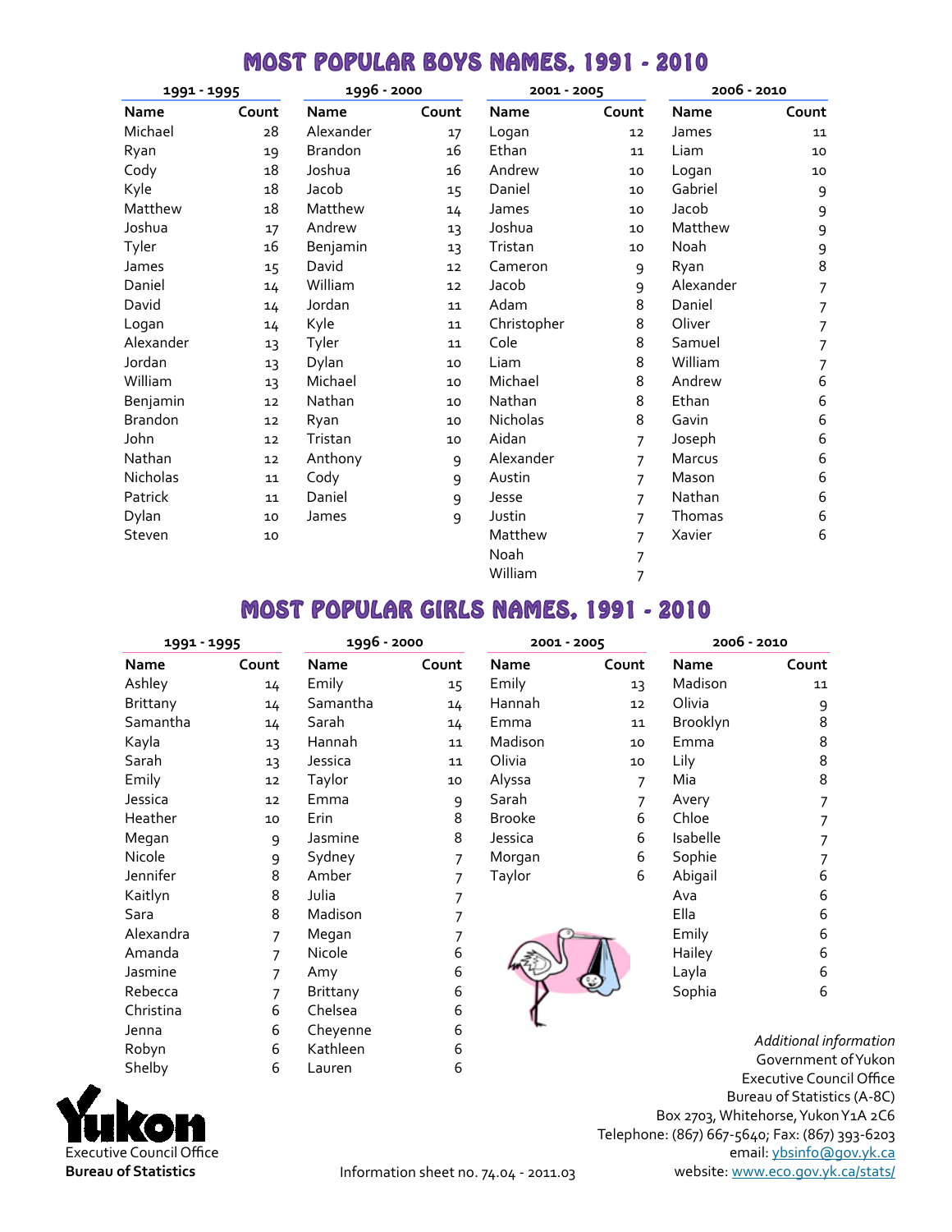# MOST POPULAR BOYS NAMES, 1991 - 2010

| 1991 - 1995 | | 1996 - 2000 | | 2001 - 2005 | | 2006 - 2010 | |
|---|---|---|---|---|---|---|---|
| **Name** | **Count** | **Name** | **Count** | **Name** | **Count** | **Name** | **Count** |
| Michael | 28 | Alexander | 17 | Logan | 12 | James | 11 |
| Ryan | 19 | Brandon | 16 | Ethan | 11 | Liam | 10 |
| Cody | 18 | Joshua | 16 | Andrew | 10 | Logan | 10 |
| Kyle | 18 | Jacob | 15 | Daniel | 10 | Gabriel | 9 |
| Matthew | 18 | Matthew | 14 | James | 10 | Jacob | 9 |
| Joshua | 17 | Andrew | 13 | Joshua | 10 | Matthew | 9 |
| Tyler | 16 | Benjamin | 13 | Tristan | 10 | Noah | 9 |
| James | 15 | David | 12 | Cameron | 9 | Ryan | 8 |
| Daniel | 14 | William | 12 | Jacob | 9 | Alexander | 7 |
| David | 14 | Jordan | 11 | Adam | 8 | Daniel | 7 |
| Logan | 14 | Kyle | 11 | Christopher | 8 | Oliver | 7 |
| Alexander | 13 | Tyler | 11 | Cole | 8 | Samuel | 7 |
| Jordan | 13 | Dylan | 10 | Liam | 8 | William | 7 |
| William | 13 | Michael | 10 | Michael | 8 | Andrew | 6 |
| Benjamin | 12 | Nathan | 10 | Nathan | 8 | Ethan | 6 |
| Brandon | 12 | Ryan | 10 | Nicholas | 8 | Gavin | 6 |
| John | 12 | Tristan | 10 | Aidan | 7 | Joseph | 6 |
| Nathan | 12 | Anthony | 9 | Alexander | 7 | Marcus | 6 |
| Nicholas | 11 | Cody | 9 | Austin | 7 | Mason | 6 |
| Patrick | 11 | Daniel | 9 | Jesse | 7 | Nathan | 6 |
| Dylan | 10 | James | 9 | Justin | 7 | Thomas | 6 |
| Steven | 10 | | | Matthew | 7 | Xavier | 6 |
| | | | | Noah | 7 | | |
| | | | | William | 7 | | |

# MOST POPULAR GIRLS NAMES, 1991 - 2010

| 1991 - 1995 | | 1996 - 2000 | | 2001 - 2005 | | 2006 - 2010 | |
|---|---|---|---|---|---|---|---|
| **Name** | **Count** | **Name** | **Count** | **Name** | **Count** | **Name** | **Count** |
| Ashley | 14 | Emily | 15 | Emily | 13 | Madison | 11 |
| Brittany | 14 | Samantha | 14 | Hannah | 12 | Olivia | 9 |
| Samantha | 14 | Sarah | 14 | Emma | 11 | Brooklyn | 8 |
| Kayla | 13 | Hannah | 11 | Madison | 10 | Emma | 8 |
| Sarah | 13 | Jessica | 11 | Olivia | 10 | Lily | 8 |
| Emily | 12 | Taylor | 10 | Alyssa | 7 | Mia | 8 |
| Jessica | 12 | Emma | 9 | Sarah | 7 | Avery | 7 |
| Heather | 10 | Erin | 8 | Brooke | 6 | Chloe | 7 |
| Megan | 9 | Jasmine | 8 | Jessica | 6 | Isabelle | 7 |
| Nicole | 9 | Sydney | 7 | Morgan | 6 | Sophie | 7 |
| Jennifer | 8 | Amber | 7 | Taylor | 6 | Abigail | 6 |
| Kaitlyn | 8 | Julia | 7 | | | Ava | 6 |
| Sara | 8 | Madison | 7 | | | Ella | 6 |
| Alexandra | 7 | Megan | 7 | | | Emily | 6 |
| Amanda | 7 | Nicole | 6 | | | Hailey | 6 |
| Jasmine | 7 | Amy | 6 | | | Layla | 6 |
| Rebecca | 7 | Brittany | 6 | | | Sophia | 6 |
| Christina | 6 | Chelsea | 6 | | | | |
| Jenna | 6 | Cheyenne | 6 | | | | |
| Robyn | 6 | Kathleen | 6 | | | | |
| Shelby | 6 | Lauren | 6 | | | | |

*Additional information*
Government of Yukon
Executive Council Office
Bureau of Statistics (A-8C)
Box 2703, Whitehorse, Yukon Y1A 2C6
Telephone: (867) 667-5640; Fax: (867) 393-6203
email: ybsinfo@gov.yk.ca
website: www.eco.gov.yk.ca/stats/

Yukon
Executive Council Office
**Bureau of Statistics**

Information sheet no. 74.04 - 2011.03